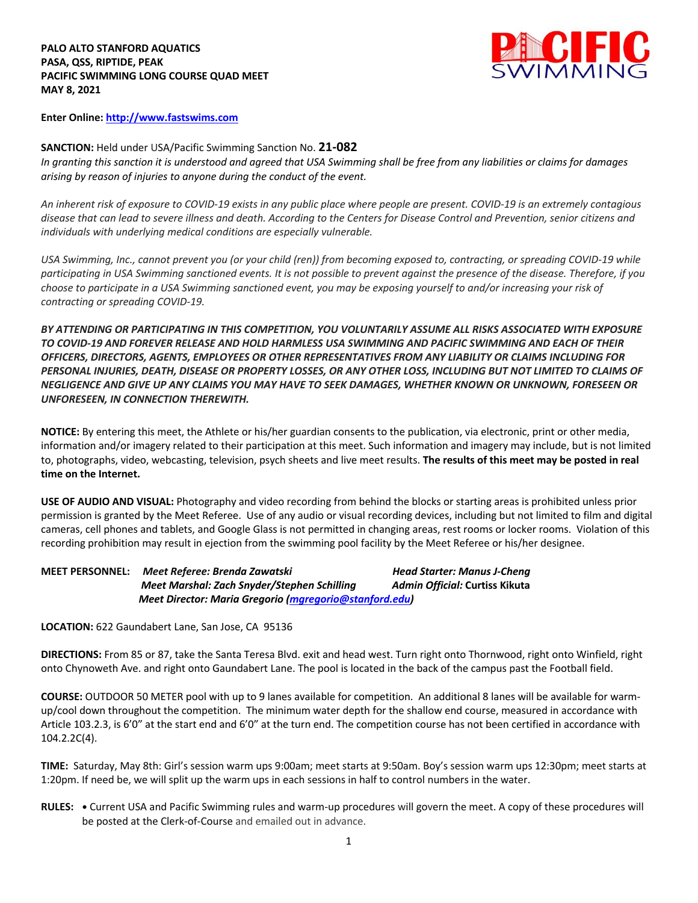**PALO ALTO STANFORD AQUATICS**
**PASA, QSS, RIPTIDE, PEAK**
**PACIFIC SWIMMING LONG COURSE QUAD MEET**
**MAY 8, 2021**

**Enter Online: [http://www.fastswims.com](http://www.fastswims.com)**

**SANCTION:** Held under USA/Pacific Swimming Sanction No. **21-082**
*In granting this sanction it is understood and agreed that USA Swimming shall be free from any liabilities or claims for damages arising by reason of injuries to anyone during the conduct of the event.*

*An inherent risk of exposure to COVID-19 exists in any public place where people are present. COVID-19 is an extremely contagious disease that can lead to severe illness and death. According to the Centers for Disease Control and Prevention, senior citizens and individuals with underlying medical conditions are especially vulnerable.*

*USA Swimming, Inc., cannot prevent you (or your child (ren)) from becoming exposed to, contracting, or spreading COVID-19 while participating in USA Swimming sanctioned events. It is not possible to prevent against the presence of the disease. Therefore, if you choose to participate in a USA Swimming sanctioned event, you may be exposing yourself to and/or increasing your risk of contracting or spreading COVID-19.*

***BY ATTENDING OR PARTICIPATING IN THIS COMPETITION, YOU VOLUNTARILY ASSUME ALL RISKS ASSOCIATED WITH EXPOSURE TO COVID-19 AND FOREVER RELEASE AND HOLD HARMLESS USA SWIMMING AND PACIFIC SWIMMING AND EACH OF THEIR OFFICERS, DIRECTORS, AGENTS, EMPLOYEES OR OTHER REPRESENTATIVES FROM ANY LIABILITY OR CLAIMS INCLUDING FOR PERSONAL INJURIES, DEATH, DISEASE OR PROPERTY LOSSES, OR ANY OTHER LOSS, INCLUDING BUT NOT LIMITED TO CLAIMS OF NEGLIGENCE AND GIVE UP ANY CLAIMS YOU MAY HAVE TO SEEK DAMAGES, WHETHER KNOWN OR UNKNOWN, FORESEEN OR UNFORESEEN, IN CONNECTION THEREWITH.***

**NOTICE:** By entering this meet, the Athlete or his/her guardian consents to the publication, via electronic, print or other media, information and/or imagery related to their participation at this meet. Such information and imagery may include, but is not limited to, photographs, video, webcasting, television, psych sheets and live meet results. **The results of this meet may be posted in real time on the Internet.**

**USE OF AUDIO AND VISUAL:** Photography and video recording from behind the blocks or starting areas is prohibited unless prior permission is granted by the Meet Referee. Use of any audio or visual recording devices, including but not limited to film and digital cameras, cell phones and tablets, and Google Glass is not permitted in changing areas, rest rooms or locker rooms. Violation of this recording prohibition may result in ejection from the swimming pool facility by the Meet Referee or his/her designee.

**MEET PERSONNEL:** ***Meet Referee: Brenda Zawatski*** — ***Head Starter: Manus J-Cheng***
***Meet Marshal: Zach Snyder/Stephen Schilling*** — ***Admin Official:* Curtiss Kikuta**
***Meet Director: Maria Gregorio ([mgregorio@stanford.edu](mailto:mgregorio@stanford.edu))***

**LOCATION:** 622 Gaundabert Lane, San Jose, CA 95136

**DIRECTIONS:** From 85 or 87, take the Santa Teresa Blvd. exit and head west. Turn right onto Thornwood, right onto Winfield, right onto Chynoweth Ave. and right onto Gaundabert Lane. The pool is located in the back of the campus past the Football field.

**COURSE:** OUTDOOR 50 METER pool with up to 9 lanes available for competition. An additional 8 lanes will be available for warm-up/cool down throughout the competition. The minimum water depth for the shallow end course, measured in accordance with Article 103.2.3, is 6'0" at the start end and 6'0" at the turn end. The competition course has not been certified in accordance with 104.2.2C(4).

**TIME:** Saturday, May 8th: Girl's session warm ups 9:00am; meet starts at 9:50am. Boy's session warm ups 12:30pm; meet starts at 1:20pm. If need be, we will split up the warm ups in each sessions in half to control numbers in the water.

**RULES:**
- Current USA and Pacific Swimming rules and warm-up procedures will govern the meet. A copy of these procedures will be posted at the Clerk-of-Course and emailed out in advance.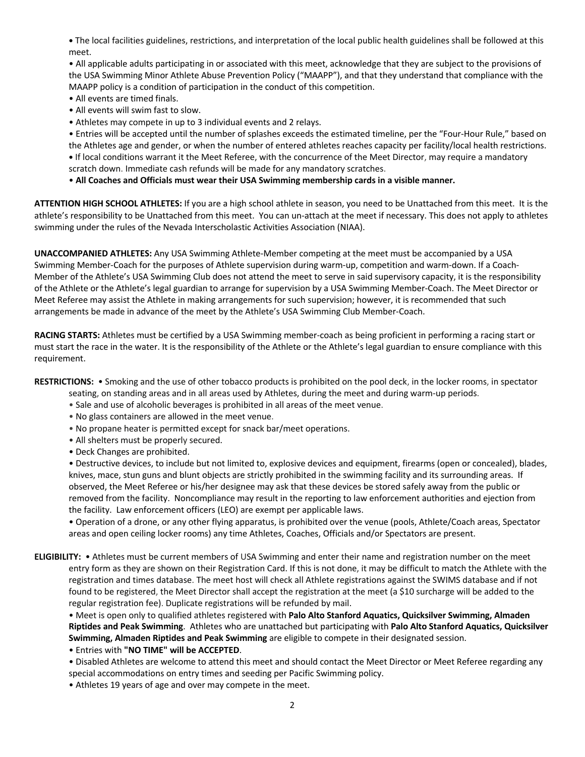• The local facilities guidelines, restrictions, and interpretation of the local public health guidelines shall be followed at this meet.

• All applicable adults participating in or associated with this meet, acknowledge that they are subject to the provisions of the USA Swimming Minor Athlete Abuse Prevention Policy ("MAAPP"), and that they understand that compliance with the MAAPP policy is a condition of participation in the conduct of this competition.

• All events are timed finals.

• All events will swim fast to slow.

• Athletes may compete in up to 3 individual events and 2 relays.

• Entries will be accepted until the number of splashes exceeds the estimated timeline, per the "Four-Hour Rule," based on the Athletes age and gender, or when the number of entered athletes reaches capacity per facility/local health restrictions.

• If local conditions warrant it the Meet Referee, with the concurrence of the Meet Director, may require a mandatory scratch down. Immediate cash refunds will be made for any mandatory scratches.

• **All Coaches and Officials must wear their USA Swimming membership cards in a visible manner.**

**ATTENTION HIGH SCHOOL ATHLETES:** If you are a high school athlete in season, you need to be Unattached from this meet. It is the athlete's responsibility to be Unattached from this meet. You can un-attach at the meet if necessary. This does not apply to athletes swimming under the rules of the Nevada Interscholastic Activities Association (NIAA).

**UNACCOMPANIED ATHLETES:** Any USA Swimming Athlete-Member competing at the meet must be accompanied by a USA Swimming Member-Coach for the purposes of Athlete supervision during warm-up, competition and warm-down. If a Coach-Member of the Athlete's USA Swimming Club does not attend the meet to serve in said supervisory capacity, it is the responsibility of the Athlete or the Athlete's legal guardian to arrange for supervision by a USA Swimming Member-Coach. The Meet Director or Meet Referee may assist the Athlete in making arrangements for such supervision; however, it is recommended that such arrangements be made in advance of the meet by the Athlete's USA Swimming Club Member-Coach.

**RACING STARTS:** Athletes must be certified by a USA Swimming member-coach as being proficient in performing a racing start or must start the race in the water. It is the responsibility of the Athlete or the Athlete's legal guardian to ensure compliance with this requirement.

**RESTRICTIONS:** • Smoking and the use of other tobacco products is prohibited on the pool deck, in the locker rooms, in spectator seating, on standing areas and in all areas used by Athletes, during the meet and during warm-up periods.

• Sale and use of alcoholic beverages is prohibited in all areas of the meet venue.

• No glass containers are allowed in the meet venue.

• No propane heater is permitted except for snack bar/meet operations.

• All shelters must be properly secured.

• Deck Changes are prohibited.

• Destructive devices, to include but not limited to, explosive devices and equipment, firearms (open or concealed), blades, knives, mace, stun guns and blunt objects are strictly prohibited in the swimming facility and its surrounding areas. If observed, the Meet Referee or his/her designee may ask that these devices be stored safely away from the public or removed from the facility. Noncompliance may result in the reporting to law enforcement authorities and ejection from the facility. Law enforcement officers (LEO) are exempt per applicable laws.

• Operation of a drone, or any other flying apparatus, is prohibited over the venue (pools, Athlete/Coach areas, Spectator areas and open ceiling locker rooms) any time Athletes, Coaches, Officials and/or Spectators are present.

**ELIGIBILITY:** • Athletes must be current members of USA Swimming and enter their name and registration number on the meet entry form as they are shown on their Registration Card. If this is not done, it may be difficult to match the Athlete with the registration and times database. The meet host will check all Athlete registrations against the SWIMS database and if not found to be registered, the Meet Director shall accept the registration at the meet (a $10 surcharge will be added to the regular registration fee). Duplicate registrations will be refunded by mail.

• Meet is open only to qualified athletes registered with **Palo Alto Stanford Aquatics, Quicksilver Swimming, Almaden Riptides and Peak Swimming**. Athletes who are unattached but participating with **Palo Alto Stanford Aquatics, Quicksilver Swimming, Almaden Riptides and Peak Swimming** are eligible to compete in their designated session.

• Entries with **"NO TIME" will be ACCEPTED**.

• Disabled Athletes are welcome to attend this meet and should contact the Meet Director or Meet Referee regarding any special accommodations on entry times and seeding per Pacific Swimming policy.

• Athletes 19 years of age and over may compete in the meet.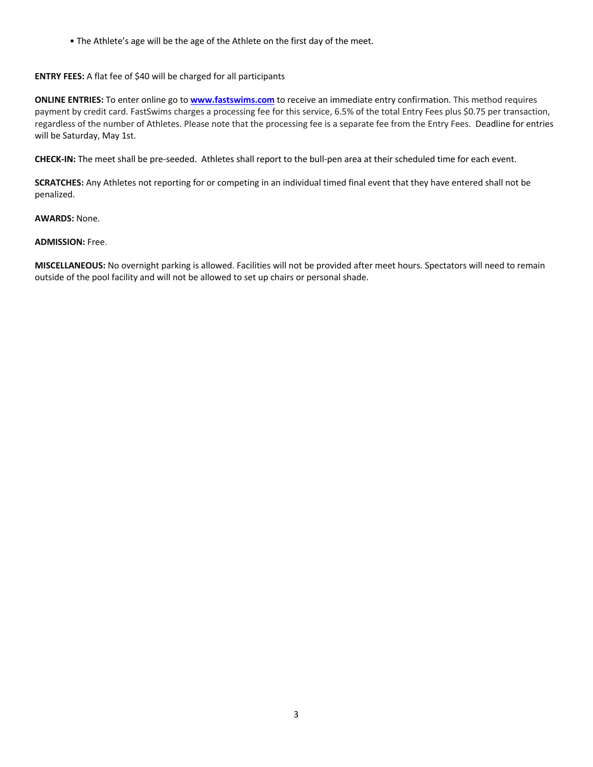- The Athlete's age will be the age of the Athlete on the first day of the meet.

**ENTRY FEES:** A flat fee of $40 will be charged for all participants

**ONLINE ENTRIES:** To enter online go to **www.fastswims.com** to receive an immediate entry confirmation. This method requires payment by credit card. FastSwims charges a processing fee for this service, 6.5% of the total Entry Fees plus $0.75 per transaction, regardless of the number of Athletes. Please note that the processing fee is a separate fee from the Entry Fees. Deadline for entries will be Saturday, May 1st.

**CHECK-IN:** The meet shall be pre-seeded. Athletes shall report to the bull-pen area at their scheduled time for each event.

**SCRATCHES:** Any Athletes not reporting for or competing in an individual timed final event that they have entered shall not be penalized.

**AWARDS:** None.

**ADMISSION:** Free.

**MISCELLANEOUS:** No overnight parking is allowed. Facilities will not be provided after meet hours. Spectators will need to remain outside of the pool facility and will not be allowed to set up chairs or personal shade.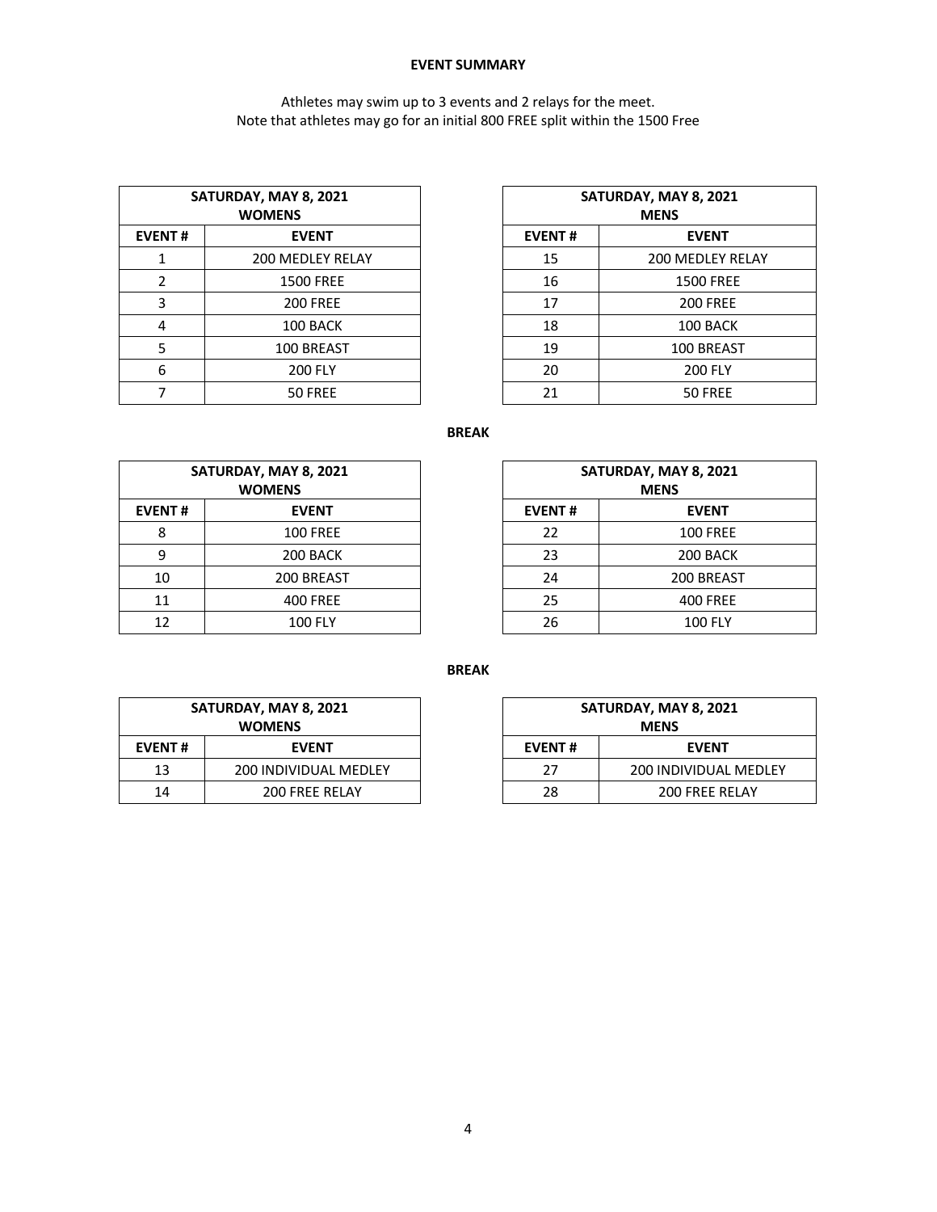## EVENT SUMMARY

Athletes may swim up to 3 events and 2 relays for the meet.
Note that athletes may go for an initial 800 FREE split within the 1500 Free

| SATURDAY, MAY 8, 2021 WOMENS | |
|---|---|
| **EVENT #** | **EVENT** |
| 1 | 200 MEDLEY RELAY |
| 2 | 1500 FREE |
| 3 | 200 FREE |
| 4 | 100 BACK |
| 5 | 100 BREAST |
| 6 | 200 FLY |
| 7 | 50 FREE |

| SATURDAY, MAY 8, 2021 MENS | |
|---|---|
| **EVENT #** | **EVENT** |
| 15 | 200 MEDLEY RELAY |
| 16 | 1500 FREE |
| 17 | 200 FREE |
| 18 | 100 BACK |
| 19 | 100 BREAST |
| 20 | 200 FLY |
| 21 | 50 FREE |

**BREAK**

| SATURDAY, MAY 8, 2021 WOMENS | |
|---|---|
| **EVENT #** | **EVENT** |
| 8 | 100 FREE |
| 9 | 200 BACK |
| 10 | 200 BREAST |
| 11 | 400 FREE |
| 12 | 100 FLY |

| SATURDAY, MAY 8, 2021 MENS | |
|---|---|
| **EVENT #** | **EVENT** |
| 22 | 100 FREE |
| 23 | 200 BACK |
| 24 | 200 BREAST |
| 25 | 400 FREE |
| 26 | 100 FLY |

**BREAK**

| SATURDAY, MAY 8, 2021 WOMENS | |
|---|---|
| **EVENT #** | **EVENT** |
| 13 | 200 INDIVIDUAL MEDLEY |
| 14 | 200 FREE RELAY |

| SATURDAY, MAY 8, 2021 MENS | |
|---|---|
| **EVENT #** | **EVENT** |
| 27 | 200 INDIVIDUAL MEDLEY |
| 28 | 200 FREE RELAY |